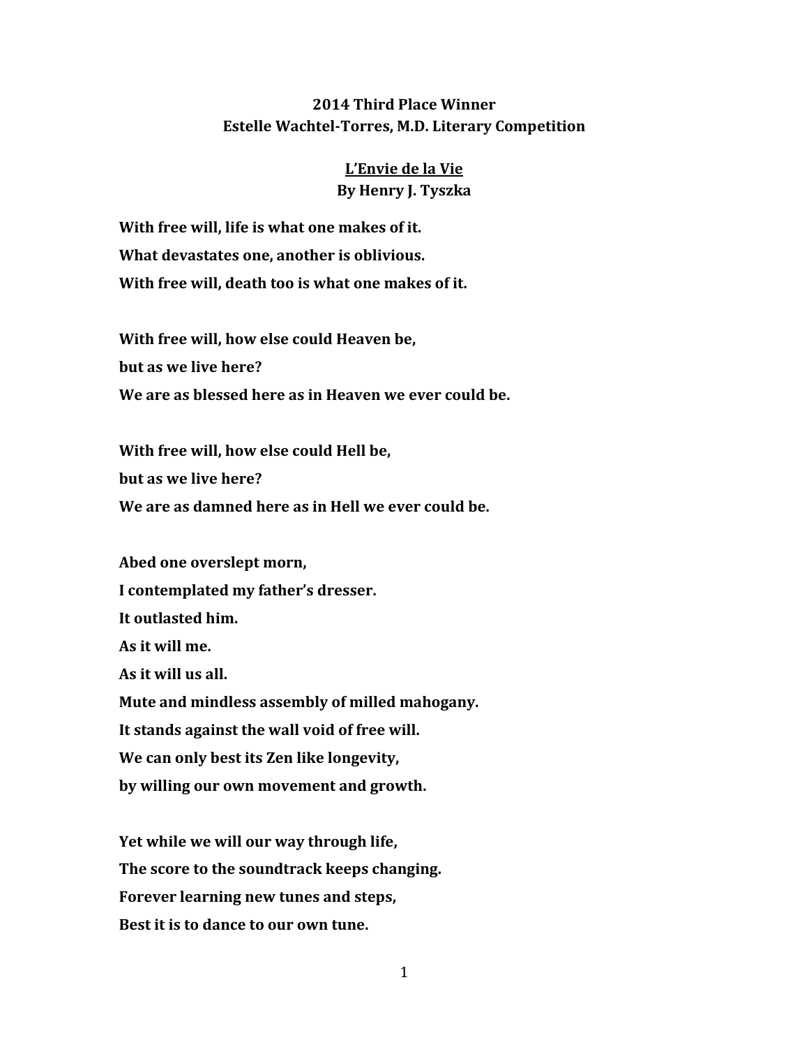**2014 Third Place Winner**
**Estelle Wachtel-Torres, M.D. Literary Competition**

## L'Envie de la Vie

**By Henry J. Tyszka**

**With free will, life is what one makes of it.**
**What devastates one, another is oblivious.**
**With free will, death too is what one makes of it.**

**With free will, how else could Heaven be,**
**but as we live here?**
**We are as blessed here as in Heaven we ever could be.**

**With free will, how else could Hell be,**
**but as we live here?**
**We are as damned here as in Hell we ever could be.**

**Abed one overslept morn,**
**I contemplated my father's dresser.**
**It outlasted him.**
**As it will me.**
**As it will us all.**
**Mute and mindless assembly of milled mahogany.**
**It stands against the wall void of free will.**
**We can only best its Zen like longevity,**
**by willing our own movement and growth.**

**Yet while we will our way through life,**
**The score to the soundtrack keeps changing.**
**Forever learning new tunes and steps,**
**Best it is to dance to our own tune.**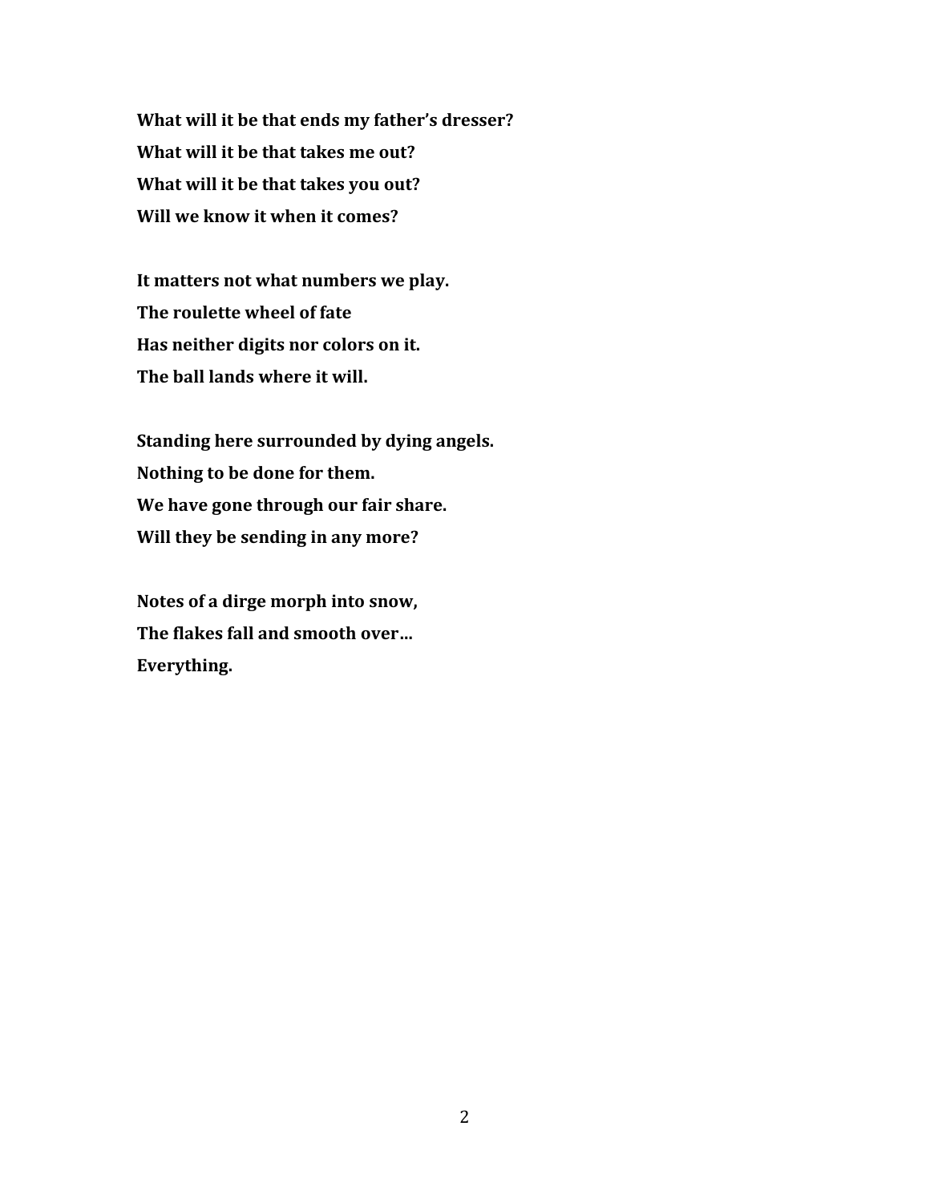**What will it be that ends my father's dresser?**
**What will it be that takes me out?**
**What will it be that takes you out?**
**Will we know it when it comes?**

**It matters not what numbers we play.**
**The roulette wheel of fate**
**Has neither digits nor colors on it.**
**The ball lands where it will.**

**Standing here surrounded by dying angels.**
**Nothing to be done for them.**
**We have gone through our fair share.**
**Will they be sending in any more?**

**Notes of a dirge morph into snow,**
**The flakes fall and smooth over…**
**Everything.**